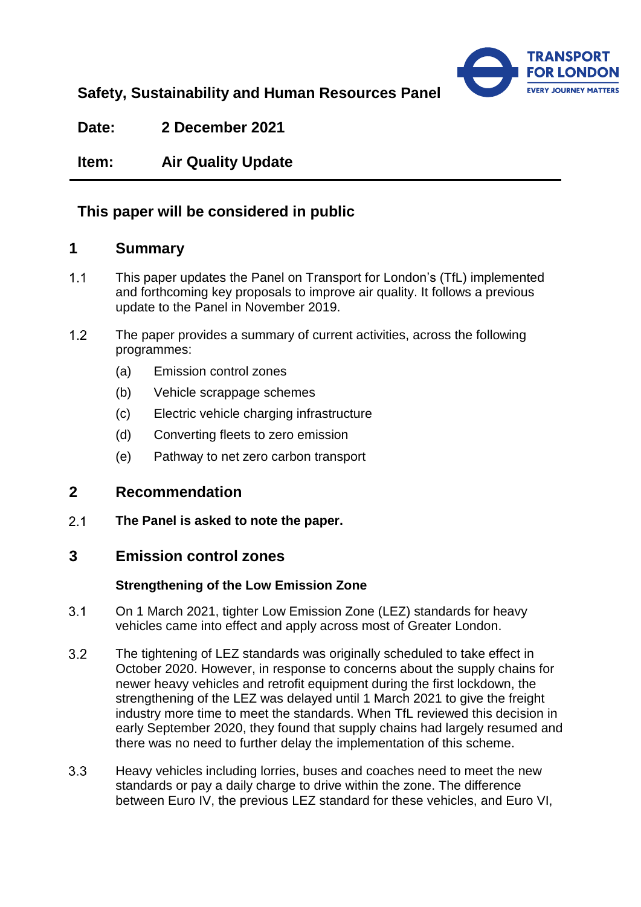**Safety, Sustainability and Human Resources Panel**

**Date:** 2 December 2021

**Item:** Air Quality Update

---

## This paper will be considered in public

## 1 Summary

1.1 This paper updates the Panel on Transport for London's (TfL) implemented and forthcoming key proposals to improve air quality. It follows a previous update to the Panel in November 2019.

1.2 The paper provides a summary of current activities, across the following programmes:

- (a) Emission control zones
- (b) Vehicle scrappage schemes
- (c) Electric vehicle charging infrastructure
- (d) Converting fleets to zero emission
- (e) Pathway to net zero carbon transport

## 2 Recommendation

2.1 **The Panel is asked to note the paper.**

## 3 Emission control zones

### Strengthening of the Low Emission Zone

3.1 On 1 March 2021, tighter Low Emission Zone (LEZ) standards for heavy vehicles came into effect and apply across most of Greater London.

3.2 The tightening of LEZ standards was originally scheduled to take effect in October 2020. However, in response to concerns about the supply chains for newer heavy vehicles and retrofit equipment during the first lockdown, the strengthening of the LEZ was delayed until 1 March 2021 to give the freight industry more time to meet the standards. When TfL reviewed this decision in early September 2020, they found that supply chains had largely resumed and there was no need to further delay the implementation of this scheme.

3.3 Heavy vehicles including lorries, buses and coaches need to meet the new standards or pay a daily charge to drive within the zone. The difference between Euro IV, the previous LEZ standard for these vehicles, and Euro VI,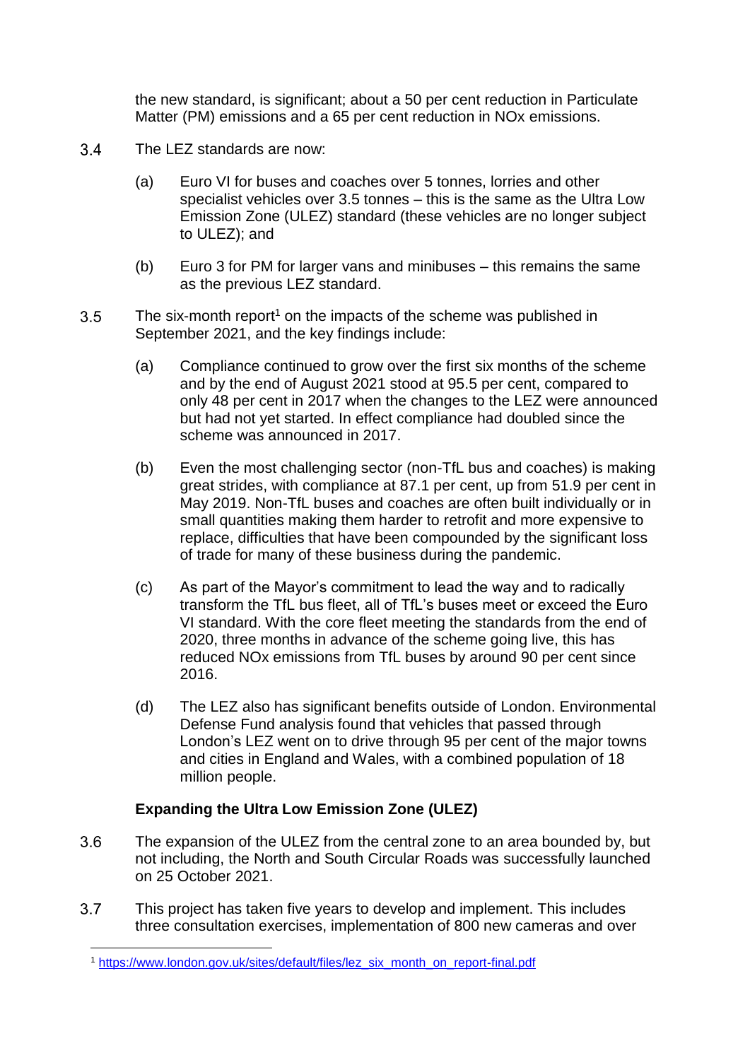the new standard, is significant; about a 50 per cent reduction in Particulate Matter (PM) emissions and a 65 per cent reduction in NOx emissions.

3.4 The LEZ standards are now:

  (a) Euro VI for buses and coaches over 5 tonnes, lorries and other specialist vehicles over 3.5 tonnes – this is the same as the Ultra Low Emission Zone (ULEZ) standard (these vehicles are no longer subject to ULEZ); and

  (b) Euro 3 for PM for larger vans and minibuses – this remains the same as the previous LEZ standard.

3.5 The six-month report[1] on the impacts of the scheme was published in September 2021, and the key findings include:

  (a) Compliance continued to grow over the first six months of the scheme and by the end of August 2021 stood at 95.5 per cent, compared to only 48 per cent in 2017 when the changes to the LEZ were announced but had not yet started. In effect compliance had doubled since the scheme was announced in 2017.

  (b) Even the most challenging sector (non-TfL bus and coaches) is making great strides, with compliance at 87.1 per cent, up from 51.9 per cent in May 2019. Non-TfL buses and coaches are often built individually or in small quantities making them harder to retrofit and more expensive to replace, difficulties that have been compounded by the significant loss of trade for many of these business during the pandemic.

  (c) As part of the Mayor's commitment to lead the way and to radically transform the TfL bus fleet, all of TfL's buses meet or exceed the Euro VI standard. With the core fleet meeting the standards from the end of 2020, three months in advance of the scheme going live, this has reduced NOx emissions from TfL buses by around 90 per cent since 2016.

  (d) The LEZ also has significant benefits outside of London. Environmental Defense Fund analysis found that vehicles that passed through London's LEZ went on to drive through 95 per cent of the major towns and cities in England and Wales, with a combined population of 18 million people.

**Expanding the Ultra Low Emission Zone (ULEZ)**

3.6 The expansion of the ULEZ from the central zone to an area bounded by, but not including, the North and South Circular Roads was successfully launched on 25 October 2021.

3.7 This project has taken five years to develop and implement. This includes three consultation exercises, implementation of 800 new cameras and over

---

[1] https://www.london.gov.uk/sites/default/files/lez_six_month_on_report-final.pdf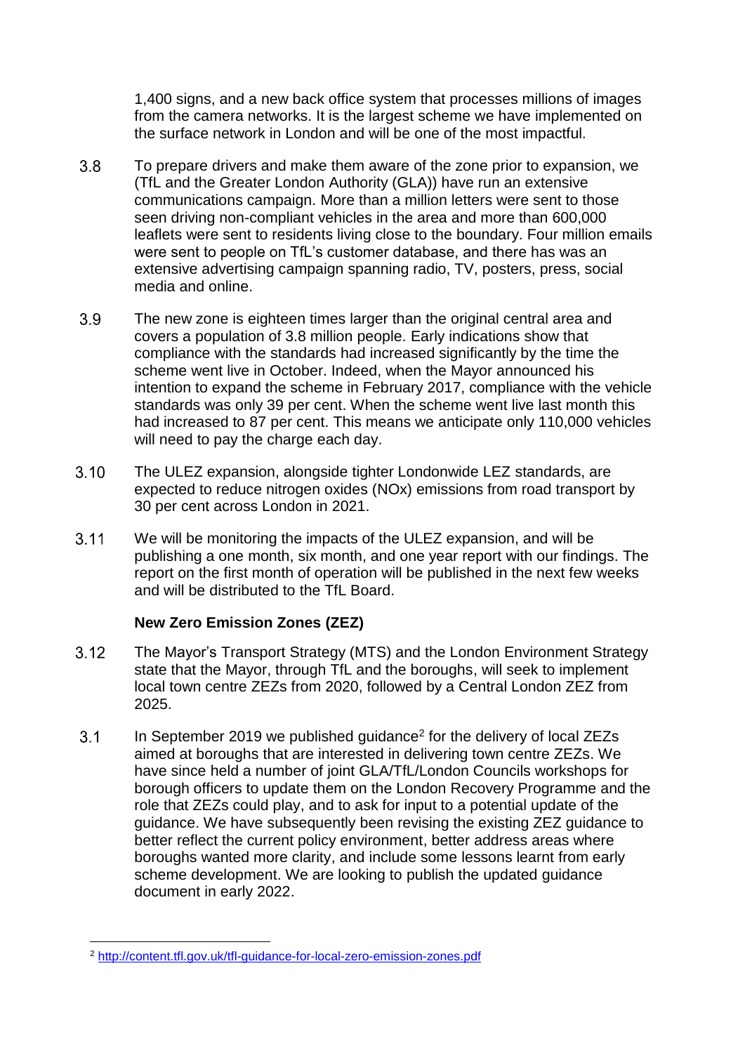1,400 signs, and a new back office system that processes millions of images from the camera networks. It is the largest scheme we have implemented on the surface network in London and will be one of the most impactful.

3.8 To prepare drivers and make them aware of the zone prior to expansion, we (TfL and the Greater London Authority (GLA)) have run an extensive communications campaign. More than a million letters were sent to those seen driving non-compliant vehicles in the area and more than 600,000 leaflets were sent to residents living close to the boundary. Four million emails were sent to people on TfL's customer database, and there has was an extensive advertising campaign spanning radio, TV, posters, press, social media and online.

3.9 The new zone is eighteen times larger than the original central area and covers a population of 3.8 million people. Early indications show that compliance with the standards had increased significantly by the time the scheme went live in October. Indeed, when the Mayor announced his intention to expand the scheme in February 2017, compliance with the vehicle standards was only 39 per cent. When the scheme went live last month this had increased to 87 per cent. This means we anticipate only 110,000 vehicles will need to pay the charge each day.

3.10 The ULEZ expansion, alongside tighter Londonwide LEZ standards, are expected to reduce nitrogen oxides (NOx) emissions from road transport by 30 per cent across London in 2021.

3.11 We will be monitoring the impacts of the ULEZ expansion, and will be publishing a one month, six month, and one year report with our findings. The report on the first month of operation will be published in the next few weeks and will be distributed to the TfL Board.

**New Zero Emission Zones (ZEZ)**

3.12 The Mayor's Transport Strategy (MTS) and the London Environment Strategy state that the Mayor, through TfL and the boroughs, will seek to implement local town centre ZEZs from 2020, followed by a Central London ZEZ from 2025.

3.1 In September 2019 we published guidance[2] for the delivery of local ZEZs aimed at boroughs that are interested in delivering town centre ZEZs. We have since held a number of joint GLA/TfL/London Councils workshops for borough officers to update them on the London Recovery Programme and the role that ZEZs could play, and to ask for input to a potential update of the guidance. We have subsequently been revising the existing ZEZ guidance to better reflect the current policy environment, better address areas where boroughs wanted more clarity, and include some lessons learnt from early scheme development. We are looking to publish the updated guidance document in early 2022.

[2] http://content.tfl.gov.uk/tfl-guidance-for-local-zero-emission-zones.pdf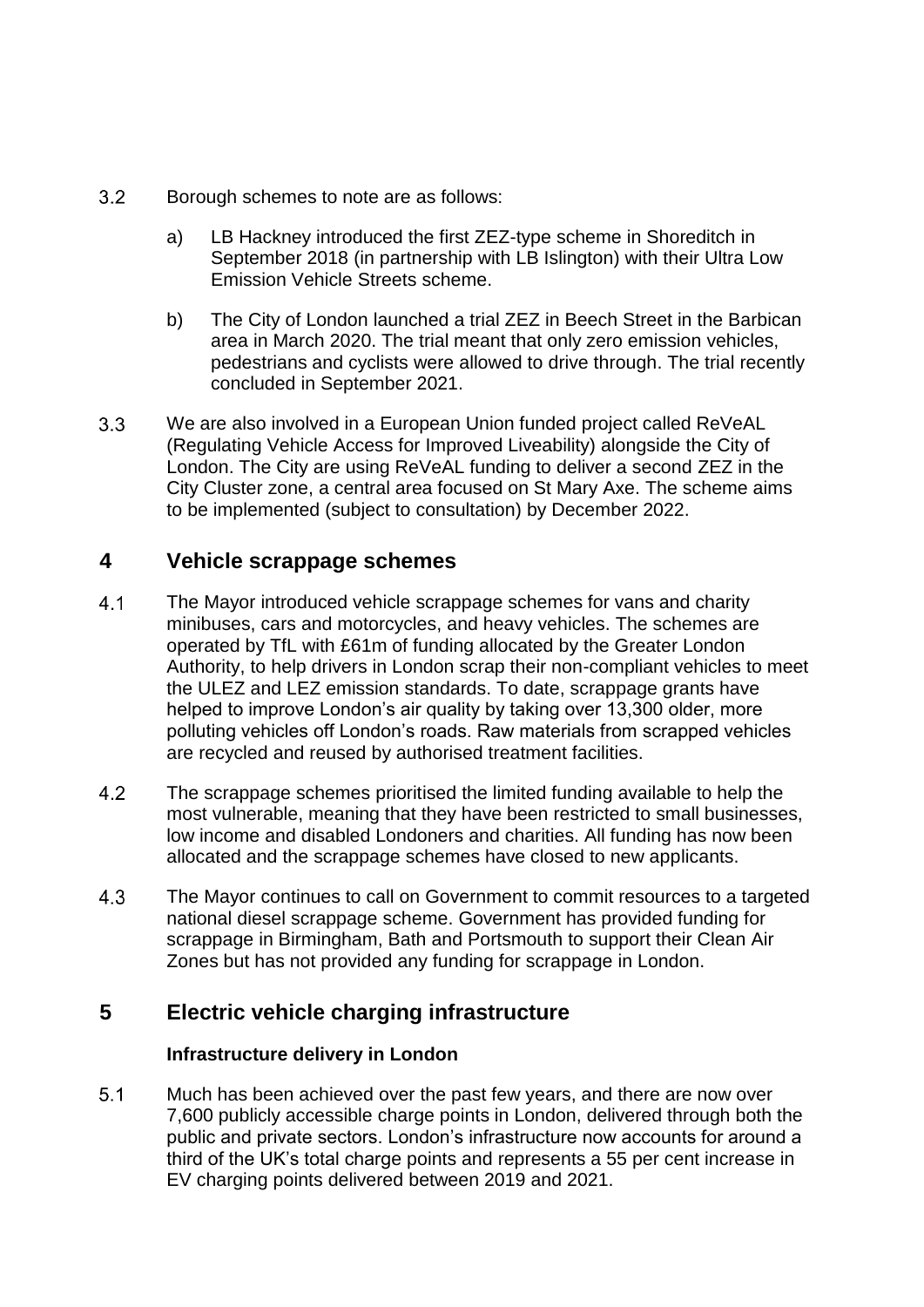3.2 Borough schemes to note are as follows:

   a) LB Hackney introduced the first ZEZ-type scheme in Shoreditch in September 2018 (in partnership with LB Islington) with their Ultra Low Emission Vehicle Streets scheme.

   b) The City of London launched a trial ZEZ in Beech Street in the Barbican area in March 2020. The trial meant that only zero emission vehicles, pedestrians and cyclists were allowed to drive through. The trial recently concluded in September 2021.

3.3 We are also involved in a European Union funded project called ReVeAL (Regulating Vehicle Access for Improved Liveability) alongside the City of London. The City are using ReVeAL funding to deliver a second ZEZ in the City Cluster zone, a central area focused on St Mary Axe. The scheme aims to be implemented (subject to consultation) by December 2022.

## 4 Vehicle scrappage schemes

4.1 The Mayor introduced vehicle scrappage schemes for vans and charity minibuses, cars and motorcycles, and heavy vehicles. The schemes are operated by TfL with £61m of funding allocated by the Greater London Authority, to help drivers in London scrap their non-compliant vehicles to meet the ULEZ and LEZ emission standards. To date, scrappage grants have helped to improve London's air quality by taking over 13,300 older, more polluting vehicles off London's roads. Raw materials from scrapped vehicles are recycled and reused by authorised treatment facilities.

4.2 The scrappage schemes prioritised the limited funding available to help the most vulnerable, meaning that they have been restricted to small businesses, low income and disabled Londoners and charities. All funding has now been allocated and the scrappage schemes have closed to new applicants.

4.3 The Mayor continues to call on Government to commit resources to a targeted national diesel scrappage scheme. Government has provided funding for scrappage in Birmingham, Bath and Portsmouth to support their Clean Air Zones but has not provided any funding for scrappage in London.

## 5 Electric vehicle charging infrastructure

**Infrastructure delivery in London**

5.1 Much has been achieved over the past few years, and there are now over 7,600 publicly accessible charge points in London, delivered through both the public and private sectors. London's infrastructure now accounts for around a third of the UK's total charge points and represents a 55 per cent increase in EV charging points delivered between 2019 and 2021.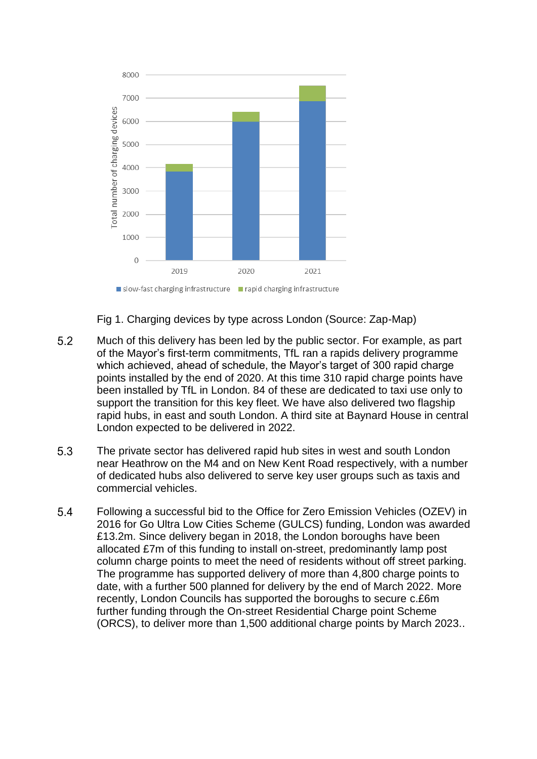Fig 1. Charging devices by type across London (Source: Zap-Map)

5.2 Much of this delivery has been led by the public sector. For example, as part of the Mayor's first-term commitments, TfL ran a rapids delivery programme which achieved, ahead of schedule, the Mayor's target of 300 rapid charge points installed by the end of 2020. At this time 310 rapid charge points have been installed by TfL in London. 84 of these are dedicated to taxi use only to support the transition for this key fleet. We have also delivered two flagship rapid hubs, in east and south London. A third site at Baynard House in central London expected to be delivered in 2022.

5.3 The private sector has delivered rapid hub sites in west and south London near Heathrow on the M4 and on New Kent Road respectively, with a number of dedicated hubs also delivered to serve key user groups such as taxis and commercial vehicles.

5.4 Following a successful bid to the Office for Zero Emission Vehicles (OZEV) in 2016 for Go Ultra Low Cities Scheme (GULCS) funding, London was awarded £13.2m. Since delivery began in 2018, the London boroughs have been allocated £7m of this funding to install on-street, predominantly lamp post column charge points to meet the need of residents without off street parking. The programme has supported delivery of more than 4,800 charge points to date, with a further 500 planned for delivery by the end of March 2022. More recently, London Councils has supported the boroughs to secure c.£6m further funding through the On-street Residential Charge point Scheme (ORCS), to deliver more than 1,500 additional charge points by March 2023..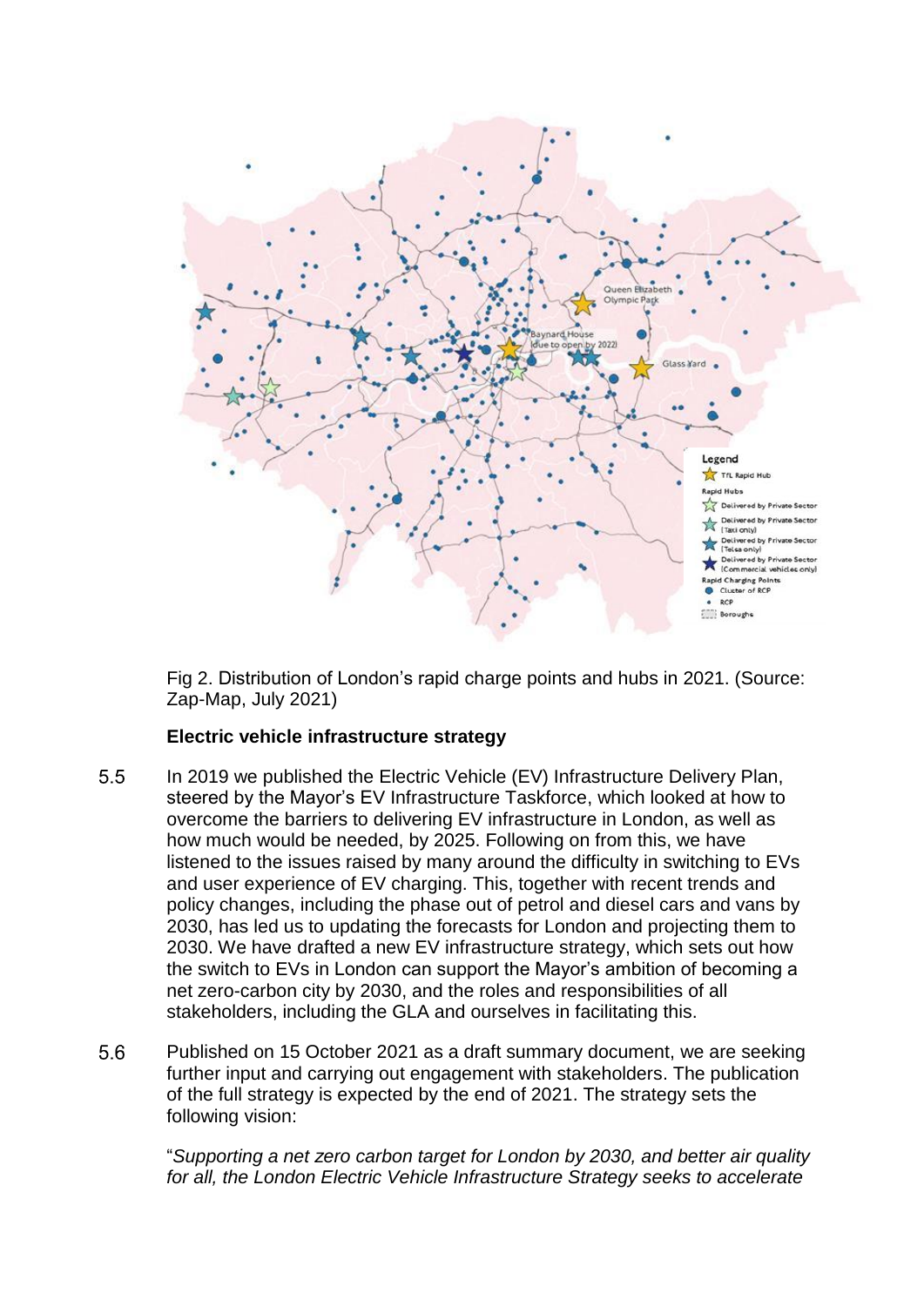Fig 2. Distribution of London's rapid charge points and hubs in 2021. (Source: Zap-Map, July 2021)

### Electric vehicle infrastructure strategy

5.5 In 2019 we published the Electric Vehicle (EV) Infrastructure Delivery Plan, steered by the Mayor's EV Infrastructure Taskforce, which looked at how to overcome the barriers to delivering EV infrastructure in London, as well as how much would be needed, by 2025. Following on from this, we have listened to the issues raised by many around the difficulty in switching to EVs and user experience of EV charging. This, together with recent trends and policy changes, including the phase out of petrol and diesel cars and vans by 2030, has led us to updating the forecasts for London and projecting them to 2030. We have drafted a new EV infrastructure strategy, which sets out how the switch to EVs in London can support the Mayor's ambition of becoming a net zero-carbon city by 2030, and the roles and responsibilities of all stakeholders, including the GLA and ourselves in facilitating this.

5.6 Published on 15 October 2021 as a draft summary document, we are seeking further input and carrying out engagement with stakeholders. The publication of the full strategy is expected by the end of 2021. The strategy sets the following vision:

"*Supporting a net zero carbon target for London by 2030, and better air quality for all, the London Electric Vehicle Infrastructure Strategy seeks to accelerate*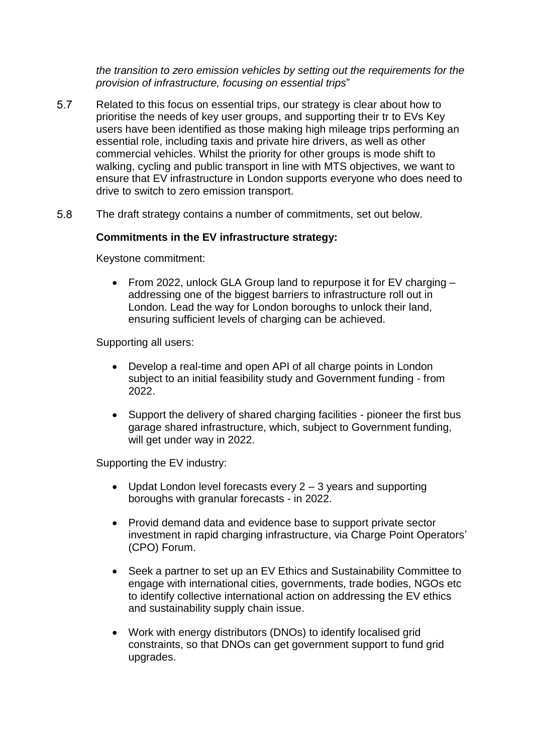*the transition to zero emission vehicles by setting out the requirements for the provision of infrastructure, focusing on essential trips*"

5.7 Related to this focus on essential trips, our strategy is clear about how to prioritise the needs of key user groups, and supporting their tr to EVs Key users have been identified as those making high mileage trips performing an essential role, including taxis and private hire drivers, as well as other commercial vehicles. Whilst the priority for other groups is mode shift to walking, cycling and public transport in line with MTS objectives, we want to ensure that EV infrastructure in London supports everyone who does need to drive to switch to zero emission transport.

5.8 The draft strategy contains a number of commitments, set out below.

**Commitments in the EV infrastructure strategy:**

Keystone commitment:

- From 2022, unlock GLA Group land to repurpose it for EV charging – addressing one of the biggest barriers to infrastructure roll out in London. Lead the way for London boroughs to unlock their land, ensuring sufficient levels of charging can be achieved.

Supporting all users:

- Develop a real-time and open API of all charge points in London subject to an initial feasibility study and Government funding - from 2022.
- Support the delivery of shared charging facilities - pioneer the first bus garage shared infrastructure, which, subject to Government funding, will get under way in 2022.

Supporting the EV industry:

- Updat London level forecasts every 2 – 3 years and supporting boroughs with granular forecasts - in 2022.
- Provid demand data and evidence base to support private sector investment in rapid charging infrastructure, via Charge Point Operators' (CPO) Forum.
- Seek a partner to set up an EV Ethics and Sustainability Committee to engage with international cities, governments, trade bodies, NGOs etc to identify collective international action on addressing the EV ethics and sustainability supply chain issue.
- Work with energy distributors (DNOs) to identify localised grid constraints, so that DNOs can get government support to fund grid upgrades.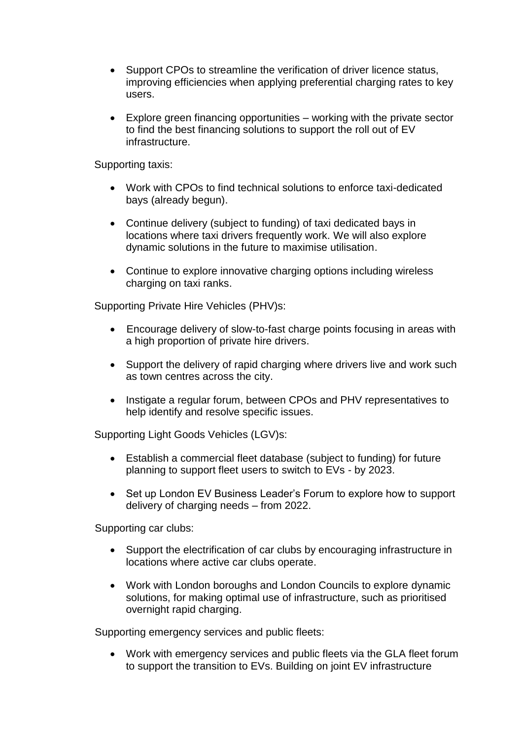- Support CPOs to streamline the verification of driver licence status, improving efficiencies when applying preferential charging rates to key users.

- Explore green financing opportunities – working with the private sector to find the best financing solutions to support the roll out of EV infrastructure.

Supporting taxis:

- Work with CPOs to find technical solutions to enforce taxi-dedicated bays (already begun).

- Continue delivery (subject to funding) of taxi dedicated bays in locations where taxi drivers frequently work. We will also explore dynamic solutions in the future to maximise utilisation.

- Continue to explore innovative charging options including wireless charging on taxi ranks.

Supporting Private Hire Vehicles (PHV)s:

- Encourage delivery of slow-to-fast charge points focusing in areas with a high proportion of private hire drivers.

- Support the delivery of rapid charging where drivers live and work such as town centres across the city.

- Instigate a regular forum, between CPOs and PHV representatives to help identify and resolve specific issues.

Supporting Light Goods Vehicles (LGV)s:

- Establish a commercial fleet database (subject to funding) for future planning to support fleet users to switch to EVs - by 2023.

- Set up London EV Business Leader's Forum to explore how to support delivery of charging needs – from 2022.

Supporting car clubs:

- Support the electrification of car clubs by encouraging infrastructure in locations where active car clubs operate.

- Work with London boroughs and London Councils to explore dynamic solutions, for making optimal use of infrastructure, such as prioritised overnight rapid charging.

Supporting emergency services and public fleets:

- Work with emergency services and public fleets via the GLA fleet forum to support the transition to EVs. Building on joint EV infrastructure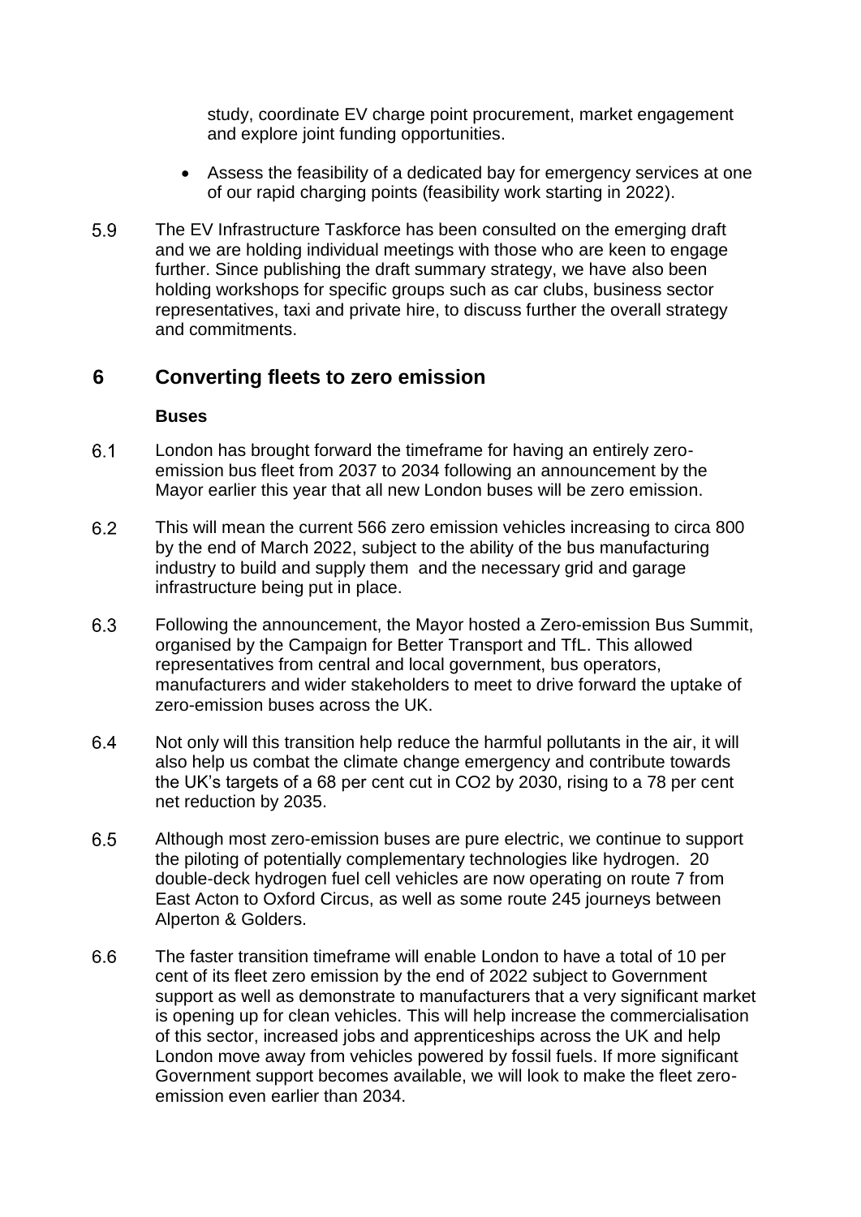study, coordinate EV charge point procurement, market engagement and explore joint funding opportunities.

- Assess the feasibility of a dedicated bay for emergency services at one of our rapid charging points (feasibility work starting in 2022).

5.9 The EV Infrastructure Taskforce has been consulted on the emerging draft and we are holding individual meetings with those who are keen to engage further. Since publishing the draft summary strategy, we have also been holding workshops for specific groups such as car clubs, business sector representatives, taxi and private hire, to discuss further the overall strategy and commitments.

## 6 Converting fleets to zero emission

**Buses**

6.1 London has brought forward the timeframe for having an entirely zero-emission bus fleet from 2037 to 2034 following an announcement by the Mayor earlier this year that all new London buses will be zero emission.

6.2 This will mean the current 566 zero emission vehicles increasing to circa 800 by the end of March 2022, subject to the ability of the bus manufacturing industry to build and supply them and the necessary grid and garage infrastructure being put in place.

6.3 Following the announcement, the Mayor hosted a Zero-emission Bus Summit, organised by the Campaign for Better Transport and TfL. This allowed representatives from central and local government, bus operators, manufacturers and wider stakeholders to meet to drive forward the uptake of zero-emission buses across the UK.

6.4 Not only will this transition help reduce the harmful pollutants in the air, it will also help us combat the climate change emergency and contribute towards the UK's targets of a 68 per cent cut in $CO_2$ by 2030, rising to a 78 per cent net reduction by 2035.

6.5 Although most zero-emission buses are pure electric, we continue to support the piloting of potentially complementary technologies like hydrogen. 20 double-deck hydrogen fuel cell vehicles are now operating on route 7 from East Acton to Oxford Circus, as well as some route 245 journeys between Alperton & Golders.

6.6 The faster transition timeframe will enable London to have a total of 10 per cent of its fleet zero emission by the end of 2022 subject to Government support as well as demonstrate to manufacturers that a very significant market is opening up for clean vehicles. This will help increase the commercialisation of this sector, increased jobs and apprenticeships across the UK and help London move away from vehicles powered by fossil fuels. If more significant Government support becomes available, we will look to make the fleet zero-emission even earlier than 2034.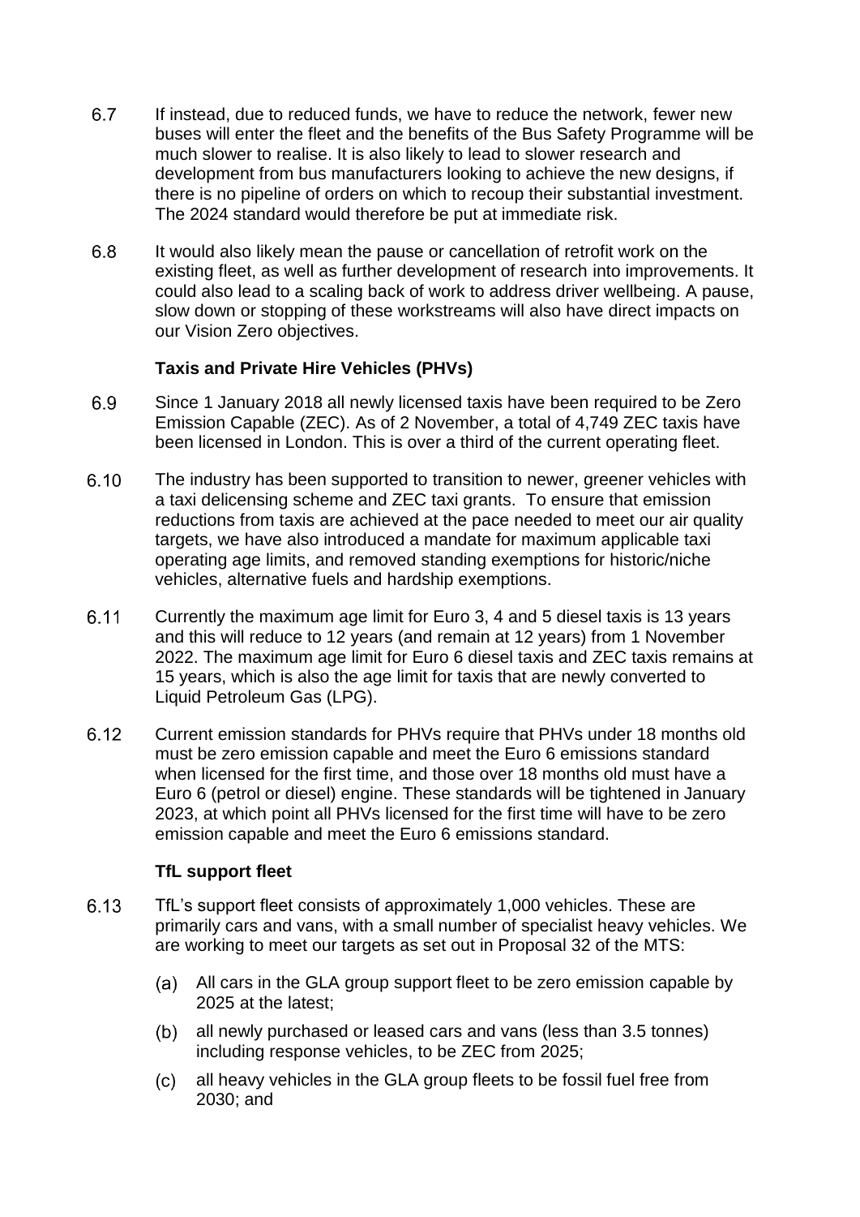6.7 If instead, due to reduced funds, we have to reduce the network, fewer new buses will enter the fleet and the benefits of the Bus Safety Programme will be much slower to realise. It is also likely to lead to slower research and development from bus manufacturers looking to achieve the new designs, if there is no pipeline of orders on which to recoup their substantial investment. The 2024 standard would therefore be put at immediate risk.

6.8 It would also likely mean the pause or cancellation of retrofit work on the existing fleet, as well as further development of research into improvements. It could also lead to a scaling back of work to address driver wellbeing. A pause, slow down or stopping of these workstreams will also have direct impacts on our Vision Zero objectives.

**Taxis and Private Hire Vehicles (PHVs)**

6.9 Since 1 January 2018 all newly licensed taxis have been required to be Zero Emission Capable (ZEC). As of 2 November, a total of 4,749 ZEC taxis have been licensed in London. This is over a third of the current operating fleet.

6.10 The industry has been supported to transition to newer, greener vehicles with a taxi delicensing scheme and ZEC taxi grants. To ensure that emission reductions from taxis are achieved at the pace needed to meet our air quality targets, we have also introduced a mandate for maximum applicable taxi operating age limits, and removed standing exemptions for historic/niche vehicles, alternative fuels and hardship exemptions.

6.11 Currently the maximum age limit for Euro 3, 4 and 5 diesel taxis is 13 years and this will reduce to 12 years (and remain at 12 years) from 1 November 2022. The maximum age limit for Euro 6 diesel taxis and ZEC taxis remains at 15 years, which is also the age limit for taxis that are newly converted to Liquid Petroleum Gas (LPG).

6.12 Current emission standards for PHVs require that PHVs under 18 months old must be zero emission capable and meet the Euro 6 emissions standard when licensed for the first time, and those over 18 months old must have a Euro 6 (petrol or diesel) engine. These standards will be tightened in January 2023, at which point all PHVs licensed for the first time will have to be zero emission capable and meet the Euro 6 emissions standard.

**TfL support fleet**

6.13 TfL's support fleet consists of approximately 1,000 vehicles. These are primarily cars and vans, with a small number of specialist heavy vehicles. We are working to meet our targets as set out in Proposal 32 of the MTS:

(a) All cars in the GLA group support fleet to be zero emission capable by 2025 at the latest;

(b) all newly purchased or leased cars and vans (less than 3.5 tonnes) including response vehicles, to be ZEC from 2025;

(c) all heavy vehicles in the GLA group fleets to be fossil fuel free from 2030; and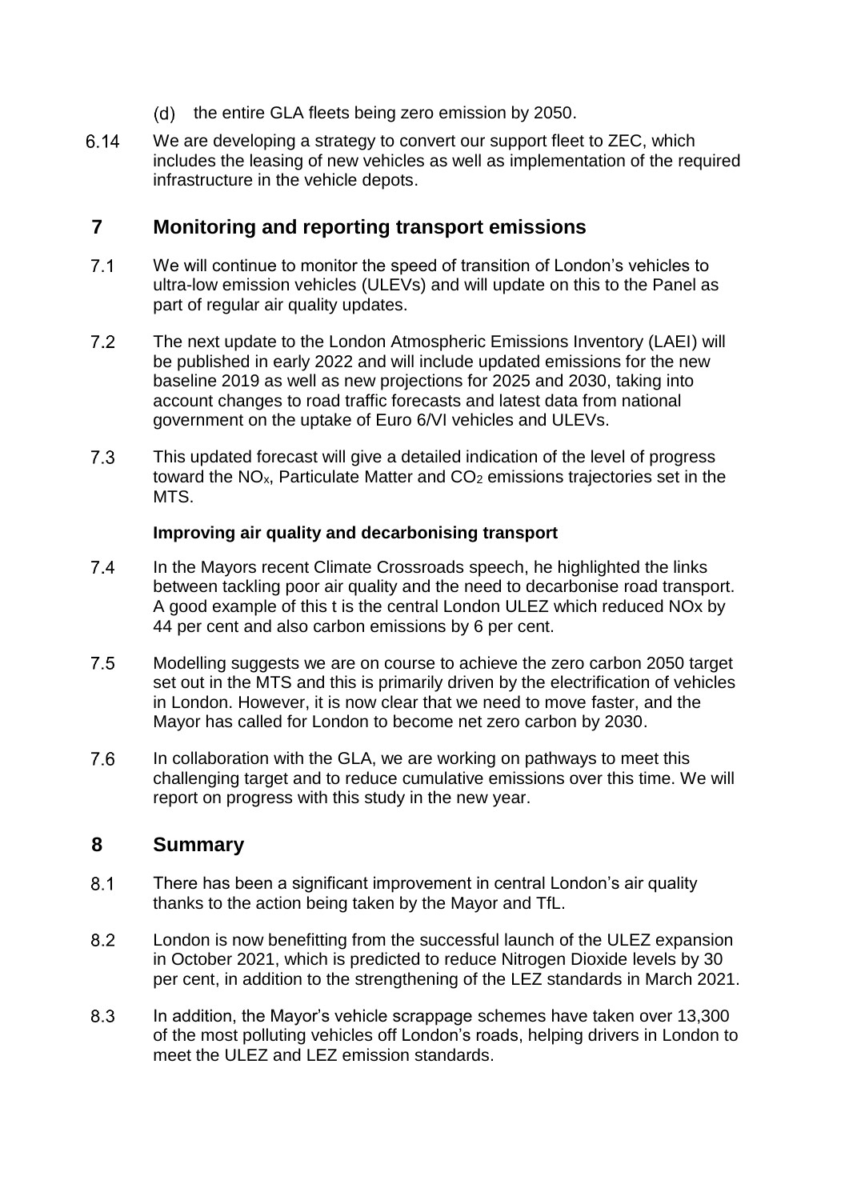(d) the entire GLA fleets being zero emission by 2050.

6.14 We are developing a strategy to convert our support fleet to ZEC, which includes the leasing of new vehicles as well as implementation of the required infrastructure in the vehicle depots.

## 7 Monitoring and reporting transport emissions

7.1 We will continue to monitor the speed of transition of London's vehicles to ultra-low emission vehicles (ULEVs) and will update on this to the Panel as part of regular air quality updates.

7.2 The next update to the London Atmospheric Emissions Inventory (LAEI) will be published in early 2022 and will include updated emissions for the new baseline 2019 as well as new projections for 2025 and 2030, taking into account changes to road traffic forecasts and latest data from national government on the uptake of Euro 6/VI vehicles and ULEVs.

7.3 This updated forecast will give a detailed indication of the level of progress toward the $NO_x$, Particulate Matter and $CO_2$ emissions trajectories set in the MTS.

**Improving air quality and decarbonising transport**

7.4 In the Mayors recent Climate Crossroads speech, he highlighted the links between tackling poor air quality and the need to decarbonise road transport. A good example of this t is the central London ULEZ which reduced NOx by 44 per cent and also carbon emissions by 6 per cent.

7.5 Modelling suggests we are on course to achieve the zero carbon 2050 target set out in the MTS and this is primarily driven by the electrification of vehicles in London. However, it is now clear that we need to move faster, and the Mayor has called for London to become net zero carbon by 2030.

7.6 In collaboration with the GLA, we are working on pathways to meet this challenging target and to reduce cumulative emissions over this time. We will report on progress with this study in the new year.

## 8 Summary

8.1 There has been a significant improvement in central London's air quality thanks to the action being taken by the Mayor and TfL.

8.2 London is now benefitting from the successful launch of the ULEZ expansion in October 2021, which is predicted to reduce Nitrogen Dioxide levels by 30 per cent, in addition to the strengthening of the LEZ standards in March 2021.

8.3 In addition, the Mayor's vehicle scrappage schemes have taken over 13,300 of the most polluting vehicles off London's roads, helping drivers in London to meet the ULEZ and LEZ emission standards.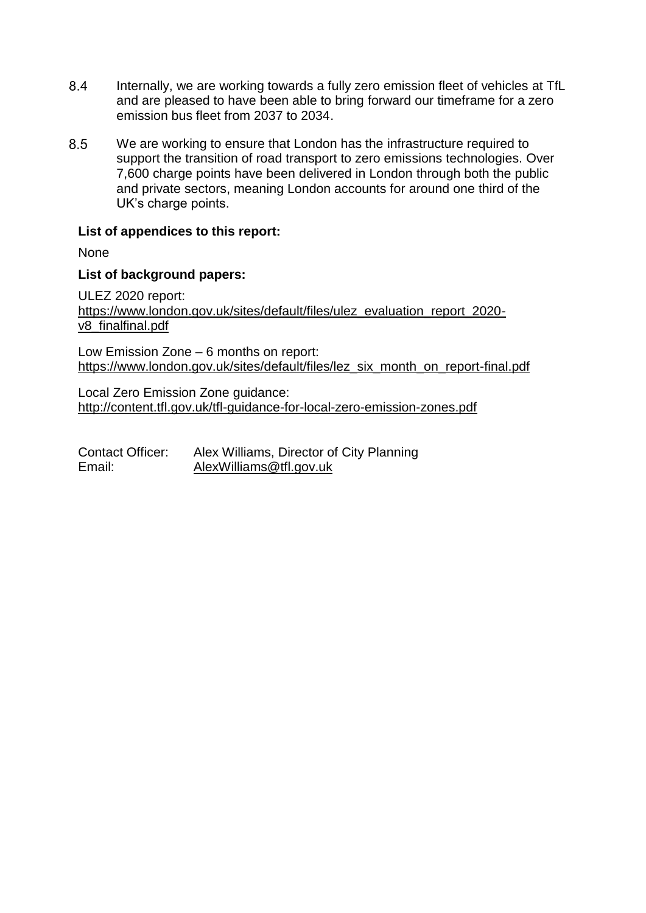8.4 Internally, we are working towards a fully zero emission fleet of vehicles at TfL and are pleased to have been able to bring forward our timeframe for a zero emission bus fleet from 2037 to 2034.

8.5 We are working to ensure that London has the infrastructure required to support the transition of road transport to zero emissions technologies. Over 7,600 charge points have been delivered in London through both the public and private sectors, meaning London accounts for around one third of the UK's charge points.

**List of appendices to this report:**

None

**List of background papers:**

ULEZ 2020 report:
https://www.london.gov.uk/sites/default/files/ulez_evaluation_report_2020-v8_finalfinal.pdf

Low Emission Zone – 6 months on report:
https://www.london.gov.uk/sites/default/files/lez_six_month_on_report-final.pdf

Local Zero Emission Zone guidance:
http://content.tfl.gov.uk/tfl-guidance-for-local-zero-emission-zones.pdf

Contact Officer: Alex Williams, Director of City Planning
Email: AlexWilliams@tfl.gov.uk